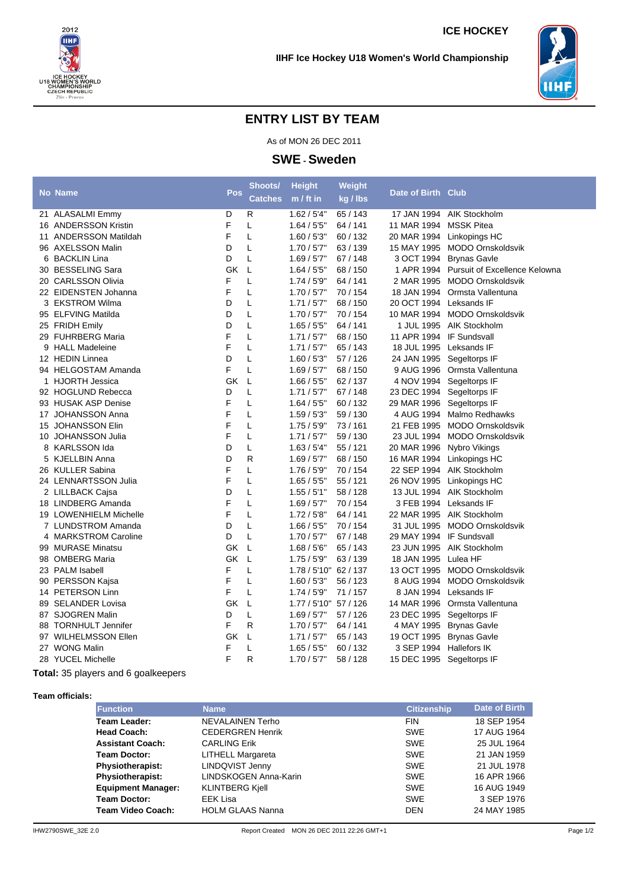ICE HOCKEY

IIHF Ice Hockey U18 Women's World Championship

# ENTRY LIST BY TEAM

As of MON 26 DEC 2011

## SWE - Sweden

| No | Name | Pos | Shoots/ Catches | Height m / ft in | Weight kg / lbs | Date of Birth | Club |
|---|---|---|---|---|---|---|---|
| 21 | ALASALMI Emmy | D | R | 1.62 / 5'4" | 65 / 143 | 17 JAN 1994 | AIK Stockholm |
| 16 | ANDERSSON Kristin | F | L | 1.64 / 5'5" | 64 / 141 | 11 MAR 1994 | MSSK Pitea |
| 11 | ANDERSSON Matildah | F | L | 1.60 / 5'3" | 60 / 132 | 20 MAR 1994 | Linkopings HC |
| 96 | AXELSSON Malin | D | L | 1.70 / 5'7" | 63 / 139 | 15 MAY 1995 | MODO Ornskoldsvik |
| 6 | BACKLIN Lina | D | L | 1.69 / 5'7" | 67 / 148 | 3 OCT 1994 | Brynas Gavle |
| 30 | BESSELING Sara | GK | L | 1.64 / 5'5" | 68 / 150 | 1 APR 1994 | Pursuit of Excellence Kelowna |
| 20 | CARLSSON Olivia | F | L | 1.74 / 5'9" | 64 / 141 | 2 MAR 1995 | MODO Ornskoldsvik |
| 22 | EIDENSTEN Johanna | F | L | 1.70 / 5'7" | 70 / 154 | 18 JAN 1994 | Ormsta Vallentuna |
| 3 | EKSTROM Wilma | D | L | 1.71 / 5'7" | 68 / 150 | 20 OCT 1994 | Leksands IF |
| 95 | ELFVING Matilda | D | L | 1.70 / 5'7" | 70 / 154 | 10 MAR 1994 | MODO Ornskoldsvik |
| 25 | FRIDH Emily | D | L | 1.65 / 5'5" | 64 / 141 | 1 JUL 1995 | AIK Stockholm |
| 29 | FUHRBERG Maria | F | L | 1.71 / 5'7" | 68 / 150 | 11 APR 1994 | IF Sundsvall |
| 9 | HALL Madeleine | F | L | 1.71 / 5'7" | 65 / 143 | 18 JUL 1995 | Leksands IF |
| 12 | HEDIN Linnea | D | L | 1.60 / 5'3" | 57 / 126 | 24 JAN 1995 | Segeltorps IF |
| 94 | HELGOSTAM Amanda | F | L | 1.69 / 5'7" | 68 / 150 | 9 AUG 1996 | Ormsta Vallentuna |
| 1 | HJORTH Jessica | GK | L | 1.66 / 5'5" | 62 / 137 | 4 NOV 1994 | Segeltorps IF |
| 92 | HOGLUND Rebecca | D | L | 1.71 / 5'7" | 67 / 148 | 23 DEC 1994 | Segeltorps IF |
| 93 | HUSAK ASP Denise | F | L | 1.64 / 5'5" | 60 / 132 | 29 MAR 1996 | Segeltorps IF |
| 17 | JOHANSSON Anna | F | L | 1.59 / 5'3" | 59 / 130 | 4 AUG 1994 | Malmo Redhawks |
| 15 | JOHANSSON Elin | F | L | 1.75 / 5'9" | 73 / 161 | 21 FEB 1995 | MODO Ornskoldsvik |
| 10 | JOHANSSON Julia | F | L | 1.71 / 5'7" | 59 / 130 | 23 JUL 1994 | MODO Ornskoldsvik |
| 8 | KARLSSON Ida | D | L | 1.63 / 5'4" | 55 / 121 | 20 MAR 1996 | Nybro Vikings |
| 5 | KJELLBIN Anna | D | R | 1.69 / 5'7" | 68 / 150 | 16 MAR 1994 | Linkopings HC |
| 26 | KULLER Sabina | F | L | 1.76 / 5'9" | 70 / 154 | 22 SEP 1994 | AIK Stockholm |
| 24 | LENNARTSSON Julia | F | L | 1.65 / 5'5" | 55 / 121 | 26 NOV 1995 | Linkopings HC |
| 2 | LILLBACK Cajsa | D | L | 1.55 / 5'1" | 58 / 128 | 13 JUL 1994 | AIK Stockholm |
| 18 | LINDBERG Amanda | F | L | 1.69 / 5'7" | 70 / 154 | 3 FEB 1994 | Leksands IF |
| 19 | LOWENHIELM Michelle | F | L | 1.72 / 5'8" | 64 / 141 | 22 MAR 1995 | AIK Stockholm |
| 7 | LUNDSTROM Amanda | D | L | 1.66 / 5'5" | 70 / 154 | 31 JUL 1995 | MODO Ornskoldsvik |
| 4 | MARKSTROM Caroline | D | L | 1.70 / 5'7" | 67 / 148 | 29 MAY 1994 | IF Sundsvall |
| 99 | MURASE Minatsu | GK | L | 1.68 / 5'6" | 65 / 143 | 23 JUN 1995 | AIK Stockholm |
| 98 | OMBERG Maria | GK | L | 1.75 / 5'9" | 63 / 139 | 18 JAN 1995 | Lulea HF |
| 23 | PALM Isabell | F | L | 1.78 / 5'10" | 62 / 137 | 13 OCT 1995 | MODO Ornskoldsvik |
| 90 | PERSSON Kajsa | F | L | 1.60 / 5'3" | 56 / 123 | 8 AUG 1994 | MODO Ornskoldsvik |
| 14 | PETERSON Linn | F | L | 1.74 / 5'9" | 71 / 157 | 8 JAN 1994 | Leksands IF |
| 89 | SELANDER Lovisa | GK | L | 1.77 / 5'10" | 57 / 126 | 14 MAR 1996 | Ormsta Vallentuna |
| 87 | SJOGREN Malin | D | L | 1.69 / 5'7" | 57 / 126 | 23 DEC 1995 | Segeltorps IF |
| 88 | TORNHULT Jennifer | F | R | 1.70 / 5'7" | 64 / 141 | 4 MAY 1995 | Brynas Gavle |
| 97 | WILHELMSSON Ellen | GK | L | 1.71 / 5'7" | 65 / 143 | 19 OCT 1995 | Brynas Gavle |
| 27 | WONG Malin | F | L | 1.65 / 5'5" | 60 / 132 | 3 SEP 1994 | Hallefors IK |
| 28 | YUCEL Michelle | F | R | 1.70 / 5'7" | 58 / 128 | 15 DEC 1995 | Segeltorps IF |

**Total:** 35 players and 6 goalkeepers

**Team officials:**

| Function | Name | Citizenship | Date of Birth |
|---|---|---|---|
| **Team Leader:** | NEVALAINEN Terho | FIN | 18 SEP 1954 |
| **Head Coach:** | CEDERGREN Henrik | SWE | 17 AUG 1964 |
| **Assistant Coach:** | CARLING Erik | SWE | 25 JUL 1964 |
| **Team Doctor:** | LITHELL Margareta | SWE | 21 JAN 1959 |
| **Physiotherapist:** | LINDQVIST Jenny | SWE | 21 JUL 1978 |
| **Physiotherapist:** | LINDSKOGEN Anna-Karin | SWE | 16 APR 1966 |
| **Equipment Manager:** | KLINTBERG Kjell | SWE | 16 AUG 1949 |
| **Team Doctor:** | EEK Lisa | SWE | 3 SEP 1976 |
| **Team Video Coach:** | HOLM GLAAS Nanna | DEN | 24 MAY 1985 |

IHW2790SWE_32E 2.0 Report Created MON 26 DEC 2011 22:26 GMT+1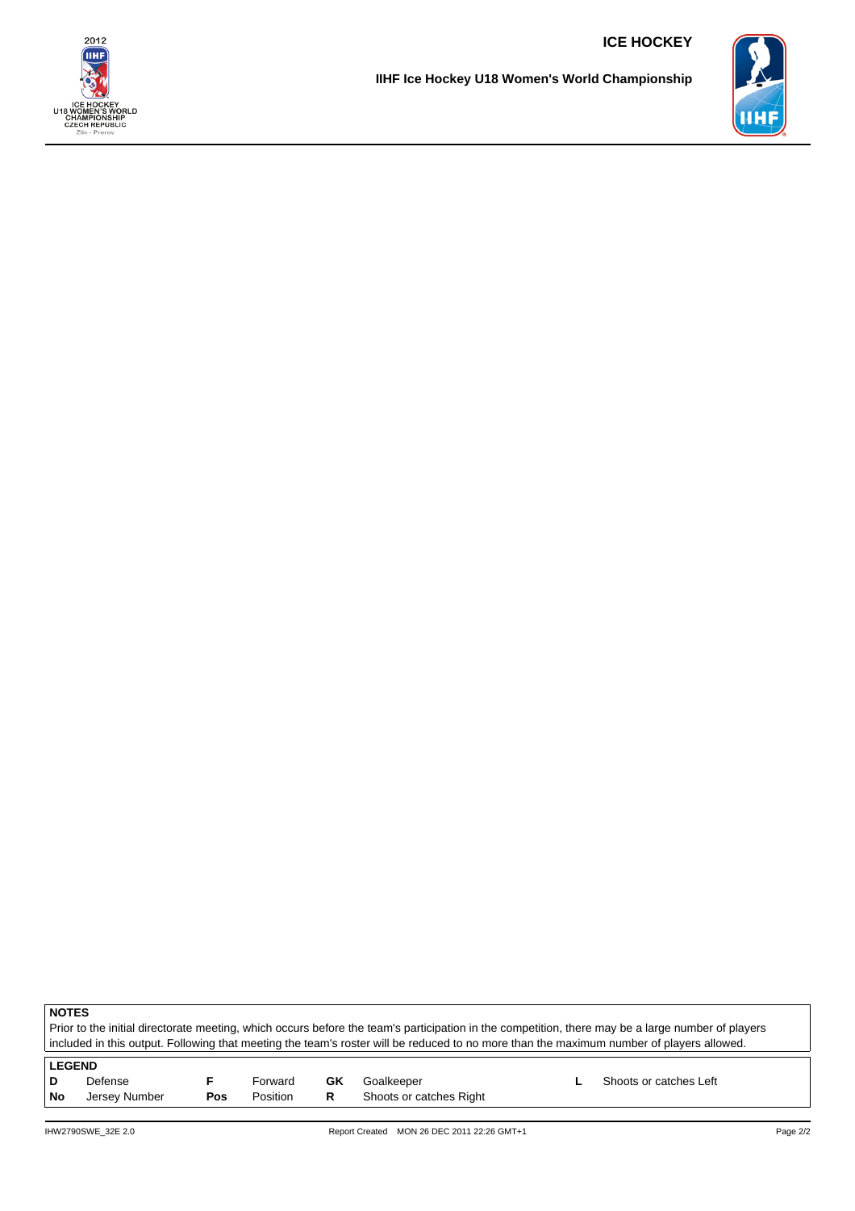**NOTES**

Prior to the initial directorate meeting, which occurs before the team's participation in the competition, there may be a large number of players included in this output. Following that meeting the team's roster will be reduced to no more than the maximum number of players allowed.

**LEGEND**

| | | | | | | | |
|---|---|---|---|---|---|---|---|
| **D** | Defense | **F** | Forward | **GK** | Goalkeeper | **L** | Shoots or catches Left |
| **No** | Jersey Number | **Pos** | Position | **R** | Shoots or catches Right | | |

IHW2790SWE_32E 2.0 Report Created MON 26 DEC 2011 22:26 GMT+1